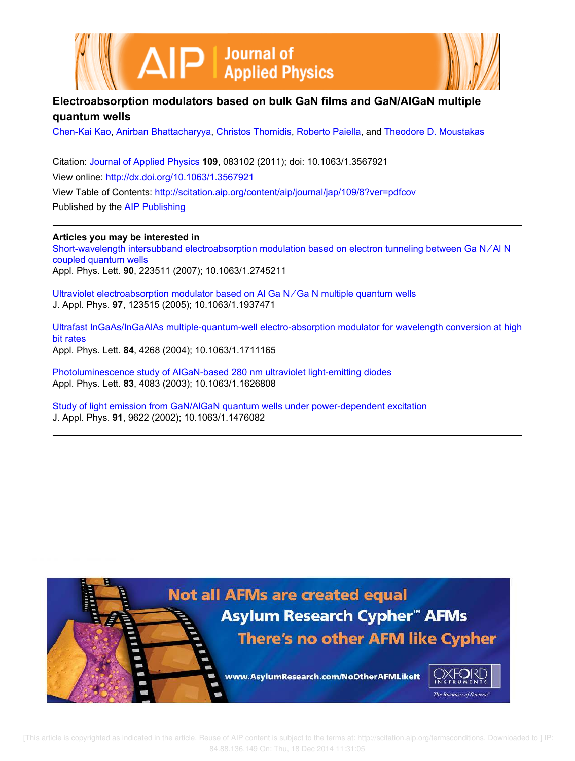# Electroabsorption modulators based on bulk GaN films and GaN/AlGaN multiple quantum wells

Chen-Kai Kao, Anirban Bhattacharyya, Christos Thomidis, Roberto Paiella, and Theodore D. Moustakas

Citation: Journal of Applied Physics **109**, 083102 (2011); doi: 10.1063/1.3567921

View online: http://dx.doi.org/10.1063/1.3567921

View Table of Contents: http://scitation.aip.org/content/aip/journal/jap/109/8?ver=pdfcov

Published by the AIP Publishing

**Articles you may be interested in**

Short-wavelength intersubband electroabsorption modulation based on electron tunneling between Ga N/Al N coupled quantum wells
Appl. Phys. Lett. **90**, 223511 (2007); 10.1063/1.2745211

Ultraviolet electroabsorption modulator based on Al Ga N/Ga N multiple quantum wells
J. Appl. Phys. **97**, 123515 (2005); 10.1063/1.1937471

Ultrafast InGaAs/InGaAlAs multiple-quantum-well electro-absorption modulator for wavelength conversion at high bit rates
Appl. Phys. Lett. **84**, 4268 (2004); 10.1063/1.1711165

Photoluminescence study of AlGaN-based 280 nm ultraviolet light-emitting diodes
Appl. Phys. Lett. **83**, 4083 (2003); 10.1063/1.1626808

Study of light emission from GaN/AlGaN quantum wells under power-dependent excitation
J. Appl. Phys. **91**, 9622 (2002); 10.1063/1.1476082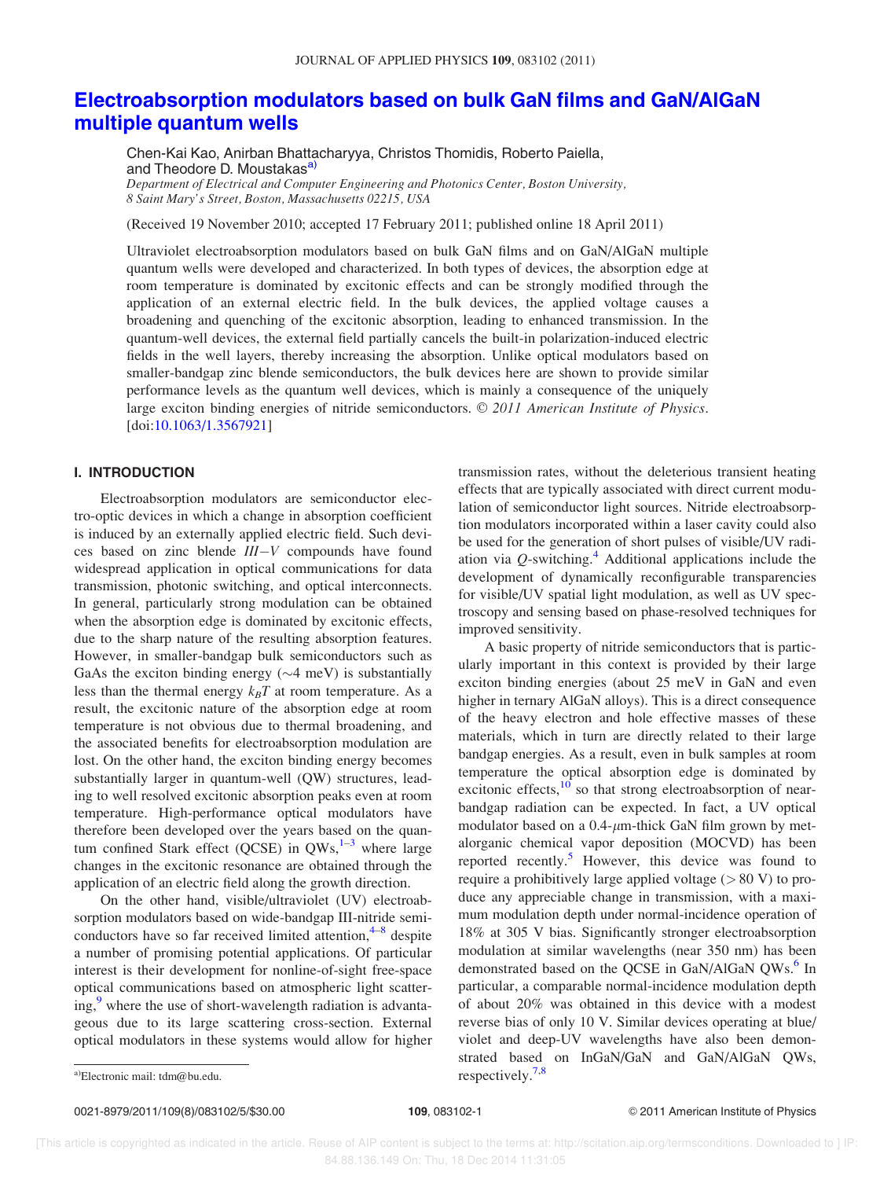# Electroabsorption modulators based on bulk GaN films and GaN/AlGaN multiple quantum wells

Chen-Kai Kao, Anirban Bhattacharyya, Christos Thomidis, Roberto Paiella, and Theodore D. Moustakas[a)]

*Department of Electrical and Computer Engineering and Photonics Center, Boston University, 8 Saint Mary's Street, Boston, Massachusetts 02215, USA*

(Received 19 November 2010; accepted 17 February 2011; published online 18 April 2011)

Ultraviolet electroabsorption modulators based on bulk GaN films and on GaN/AlGaN multiple quantum wells were developed and characterized. In both types of devices, the absorption edge at room temperature is dominated by excitonic effects and can be strongly modified through the application of an external electric field. In the bulk devices, the applied voltage causes a broadening and quenching of the excitonic absorption, leading to enhanced transmission. In the quantum-well devices, the external field partially cancels the built-in polarization-induced electric fields in the well layers, thereby increasing the absorption. Unlike optical modulators based on smaller-bandgap zinc blende semiconductors, the bulk devices here are shown to provide similar performance levels as the quantum well devices, which is mainly a consequence of the uniquely large exciton binding energies of nitride semiconductors. © *2011 American Institute of Physics*. [doi:10.1063/1.3567921]

## I. INTRODUCTION

Electroabsorption modulators are semiconductor electro-optic devices in which a change in absorption coefficient is induced by an externally applied electric field. Such devices based on zinc blende *III−V* compounds have found widespread application in optical communications for data transmission, photonic switching, and optical interconnects. In general, particularly strong modulation can be obtained when the absorption edge is dominated by excitonic effects, due to the sharp nature of the resulting absorption features. However, in smaller-bandgap bulk semiconductors such as GaAs the exciton binding energy (~4 meV) is substantially less than the thermal energy $k_BT$ at room temperature. As a result, the excitonic nature of the absorption edge at room temperature is not obvious due to thermal broadening, and the associated benefits for electroabsorption modulation are lost. On the other hand, the exciton binding energy becomes substantially larger in quantum-well (QW) structures, leading to well resolved excitonic absorption peaks even at room temperature. High-performance optical modulators have therefore been developed over the years based on the quantum confined Stark effect (QCSE) in QWs,[1–3] where large changes in the excitonic resonance are obtained through the application of an electric field along the growth direction.

On the other hand, visible/ultraviolet (UV) electroabsorption modulators based on wide-bandgap III-nitride semiconductors have so far received limited attention,[4–8] despite a number of promising potential applications. Of particular interest is their development for nonline-of-sight free-space optical communications based on atmospheric light scattering,[9] where the use of short-wavelength radiation is advantageous due to its large scattering cross-section. External optical modulators in these systems would allow for higher transmission rates, without the deleterious transient heating effects that are typically associated with direct current modulation of semiconductor light sources. Nitride electroabsorption modulators incorporated within a laser cavity could also be used for the generation of short pulses of visible/UV radiation via *Q*-switching.[4] Additional applications include the development of dynamically reconfigurable transparencies for visible/UV spatial light modulation, as well as UV spectroscopy and sensing based on phase-resolved techniques for improved sensitivity.

A basic property of nitride semiconductors that is particularly important in this context is provided by their large exciton binding energies (about 25 meV in GaN and even higher in ternary AlGaN alloys). This is a direct consequence of the heavy electron and hole effective masses of these materials, which in turn are directly related to their large bandgap energies. As a result, even in bulk samples at room temperature the optical absorption edge is dominated by excitonic effects,[10] so that strong electroabsorption of near-bandgap radiation can be expected. In fact, a UV optical modulator based on a 0.4-μm-thick GaN film grown by metalorganic chemical vapor deposition (MOCVD) has been reported recently.[5] However, this device was found to require a prohibitively large applied voltage (> 80 V) to produce any appreciable change in transmission, with a maximum modulation depth under normal-incidence operation of 18% at 305 V bias. Significantly stronger electroabsorption modulation at similar wavelengths (near 350 nm) has been demonstrated based on the QCSE in GaN/AlGaN QWs.[6] In particular, a comparable normal-incidence modulation depth of about 20% was obtained in this device with a modest reverse bias of only 10 V. Similar devices operating at blue/violet and deep-UV wavelengths have also been demonstrated based on InGaN/GaN and GaN/AlGaN QWs, respectively.[7,8]

[a)]Electronic mail: tdm@bu.edu.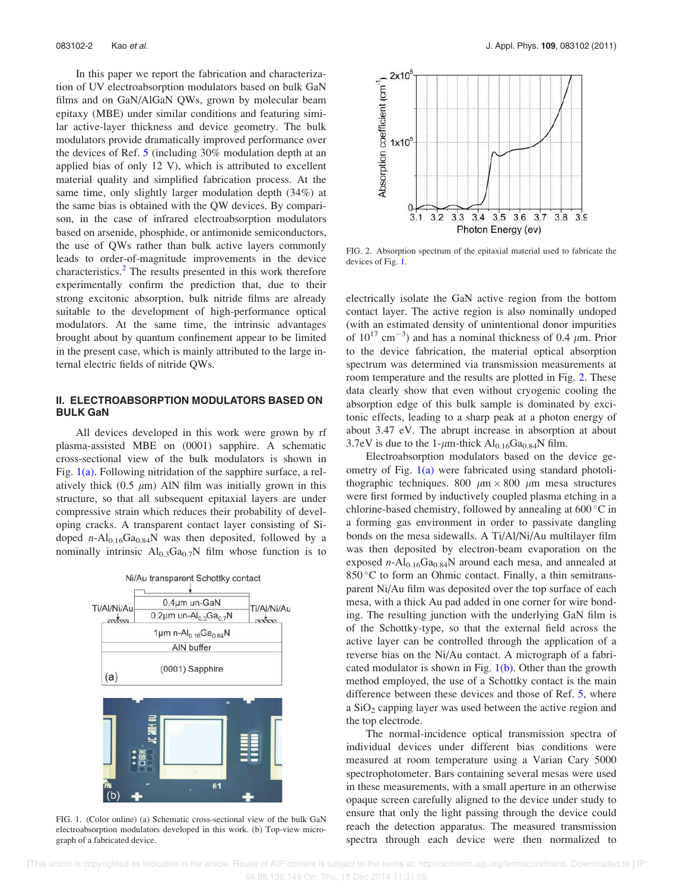In this paper we report the fabrication and characterization of UV electroabsorption modulators based on bulk GaN films and on GaN/AlGaN QWs, grown by molecular beam epitaxy (MBE) under similar conditions and featuring similar active-layer thickness and device geometry. The bulk modulators provide dramatically improved performance over the devices of Ref. 5 (including 30% modulation depth at an applied bias of only 12 V), which is attributed to excellent material quality and simplified fabrication process. At the same time, only slightly larger modulation depth (34%) at the same bias is obtained with the QW devices. By comparison, in the case of infrared electroabsorption modulators based on arsenide, phosphide, or antimonide semiconductors, the use of QWs rather than bulk active layers commonly leads to order-of-magnitude improvements in the device characteristics.[2] The results presented in this work therefore experimentally confirm the prediction that, due to their strong excitonic absorption, bulk nitride films are already suitable to the development of high-performance optical modulators. At the same time, the intrinsic advantages brought about by quantum confinement appear to be limited in the present case, which is mainly attributed to the large internal electric fields of nitride QWs.

## II. ELECTROABSORPTION MODULATORS BASED ON BULK GaN

All devices developed in this work were grown by rf plasma-assisted MBE on (0001) sapphire. A schematic cross-sectional view of the bulk modulators is shown in Fig. 1(a). Following nitridation of the sapphire surface, a relatively thick (0.5 $\mu$m) AlN film was initially grown in this structure, so that all subsequent epitaxial layers are under compressive strain which reduces their probability of developing cracks. A transparent contact layer consisting of Si-doped $n$-$Al_{0.16}Ga_{0.84}N$ was then deposited, followed by a nominally intrinsic $Al_{0.3}Ga_{0.7}N$ film whose function is to electrically isolate the GaN active region from the bottom contact layer. The active region is also nominally undoped (with an estimated density of unintentional donor impurities of $10^{17}$ cm$^{-3}$) and has a nominal thickness of 0.4 $\mu$m. Prior to the device fabrication, the material optical absorption spectrum was determined via transmission measurements at room temperature and the results are plotted in Fig. 2. These data clearly show that even without cryogenic cooling the absorption edge of this bulk sample is dominated by excitonic effects, leading to a sharp peak at a photon energy of about 3.47 eV. The abrupt increase in absorption at about 3.7eV is due to the 1-$\mu$m-thick $Al_{0.16}Ga_{0.84}N$ film.

Ni/Au transparent Schottky contact

Ti/Al/Ni/Au

Ti/Al/Ni/Au

0.4μm un-GaN

0.2μm un-$Al_{0.3}Ga_{0.7}N$

1μm n-$Al_{0.16}Ga_{0.84}N$

AlN buffer

(0001) Sapphire

(a)

(b)

FIG. 1. (Color online) (a) Schematic cross-sectional view of the bulk GaN electroabsorption modulators developed in this work. (b) Top-view micrograph of a fabricated device.

Absorption coefficient (cm$^{-1}$)

2x10$^5$

1x10$^5$

0

3.1 3.2 3.3 3.4 3.5 3.6 3.7 3.8 3.9

Photon Energy (ev)

FIG. 2. Absorption spectrum of the epitaxial material used to fabricate the devices of Fig. 1.

Electroabsorption modulators based on the device geometry of Fig. 1(a) were fabricated using standard photolithographic techniques. 800 $\mu$m $\times$ 800 $\mu$m mesa structures were first formed by inductively coupled plasma etching in a chlorine-based chemistry, followed by annealing at 600 °C in a forming gas environment in order to passivate dangling bonds on the mesa sidewalls. A Ti/Al/Ni/Au multilayer film was then deposited by electron-beam evaporation on the exposed $n$-$Al_{0.16}Ga_{0.84}N$ around each mesa, and annealed at 850 °C to form an Ohmic contact. Finally, a thin semitransparent Ni/Au film was deposited over the top surface of each mesa, with a thick Au pad added in one corner for wire bonding. The resulting junction with the underlying GaN film is of the Schottky-type, so that the external field across the active layer can be controlled through the application of a reverse bias on the Ni/Au contact. A micrograph of a fabricated modulator is shown in Fig. 1(b). Other than the growth method employed, the use of a Schottky contact is the main difference between these devices and those of Ref. 5, where a $SiO_2$ capping layer was used between the active region and the top electrode.

The normal-incidence optical transmission spectra of individual devices under different bias conditions were measured at room temperature using a Varian Cary 5000 spectrophotometer. Bars containing several mesas were used in these measurements, with a small aperture in an otherwise opaque screen carefully aligned to the device under study to ensure that only the light passing through the device could reach the detection apparatus. The measured transmission spectra through each device were then normalized to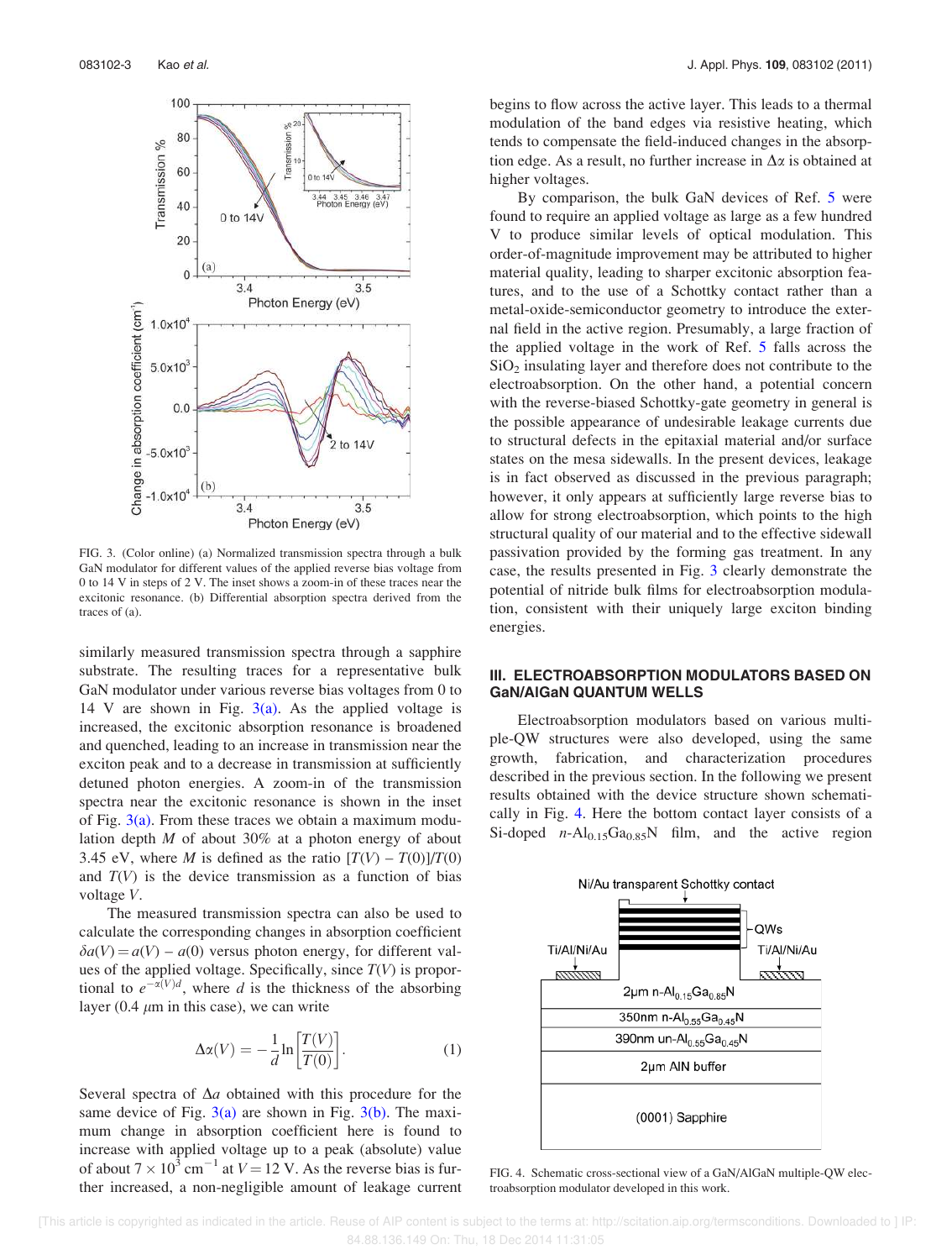FIG. 3. (Color online) (a) Normalized transmission spectra through a bulk GaN modulator for different values of the applied reverse bias voltage from 0 to 14 V in steps of 2 V. The inset shows a zoom-in of these traces near the excitonic resonance. (b) Differential absorption spectra derived from the traces of (a).

similarly measured transmission spectra through a sapphire substrate. The resulting traces for a representative bulk GaN modulator under various reverse bias voltages from 0 to 14 V are shown in Fig. 3(a). As the applied voltage is increased, the excitonic absorption resonance is broadened and quenched, leading to an increase in transmission near the exciton peak and to a decrease in transmission at sufficiently detuned photon energies. A zoom-in of the transmission spectra near the excitonic resonance is shown in the inset of Fig. 3(a). From these traces we obtain a maximum modulation depth $M$ of about 30% at a photon energy of about 3.45 eV, where $M$ is defined as the ratio $[T(V) - T(0)]/T(0)$ and $T(V)$ is the device transmission as a function of bias voltage $V$.

The measured transmission spectra can also be used to calculate the corresponding changes in absorption coefficient $\delta a(V) = a(V) - a(0)$ versus photon energy, for different values of the applied voltage. Specifically, since $T(V)$ is proportional to $e^{-\alpha(V)d}$, where $d$ is the thickness of the absorbing layer (0.4 $\mu$m in this case), we can write

$$\Delta\alpha(V) = -\frac{1}{d}\ln\left[\frac{T(V)}{T(0)}\right]. \tag{1}$$

Several spectra of $\Delta a$ obtained with this procedure for the same device of Fig. 3(a) are shown in Fig. 3(b). The maximum change in absorption coefficient here is found to increase with applied voltage up to a peak (absolute) value of about $7 \times 10^3$ cm$^{-1}$ at $V = 12$ V. As the reverse bias is further increased, a non-negligible amount of leakage current begins to flow across the active layer. This leads to a thermal modulation of the band edges via resistive heating, which tends to compensate the field-induced changes in the absorption edge. As a result, no further increase in $\Delta\alpha$ is obtained at higher voltages.

By comparison, the bulk GaN devices of Ref. 5 were found to require an applied voltage as large as a few hundred V to produce similar levels of optical modulation. This order-of-magnitude improvement may be attributed to higher material quality, leading to sharper excitonic absorption features, and to the use of a Schottky contact rather than a metal-oxide-semiconductor geometry to introduce the external field in the active region. Presumably, a large fraction of the applied voltage in the work of Ref. 5 falls across the $SiO_2$ insulating layer and therefore does not contribute to the electroabsorption. On the other hand, a potential concern with the reverse-biased Schottky-gate geometry in general is the possible appearance of undesirable leakage currents due to structural defects in the epitaxial material and/or surface states on the mesa sidewalls. In the present devices, leakage is in fact observed as discussed in the previous paragraph; however, it only appears at sufficiently large reverse bias to allow for strong electroabsorption, which points to the high structural quality of our material and to the effective sidewall passivation provided by the forming gas treatment. In any case, the results presented in Fig. 3 clearly demonstrate the potential of nitride bulk films for electroabsorption modulation, consistent with their uniquely large exciton binding energies.

## III. ELECTROABSORPTION MODULATORS BASED ON GaN/AlGaN QUANTUM WELLS

Electroabsorption modulators based on various multiple-QW structures were also developed, using the same growth, fabrication, and characterization procedures described in the previous section. In the following we present results obtained with the device structure shown schematically in Fig. 4. Here the bottom contact layer consists of a Si-doped $n$-$Al_{0.15}Ga_{0.85}N$ film, and the active region

FIG. 4. Schematic cross-sectional view of a GaN/AlGaN multiple-QW electroabsorption modulator developed in this work.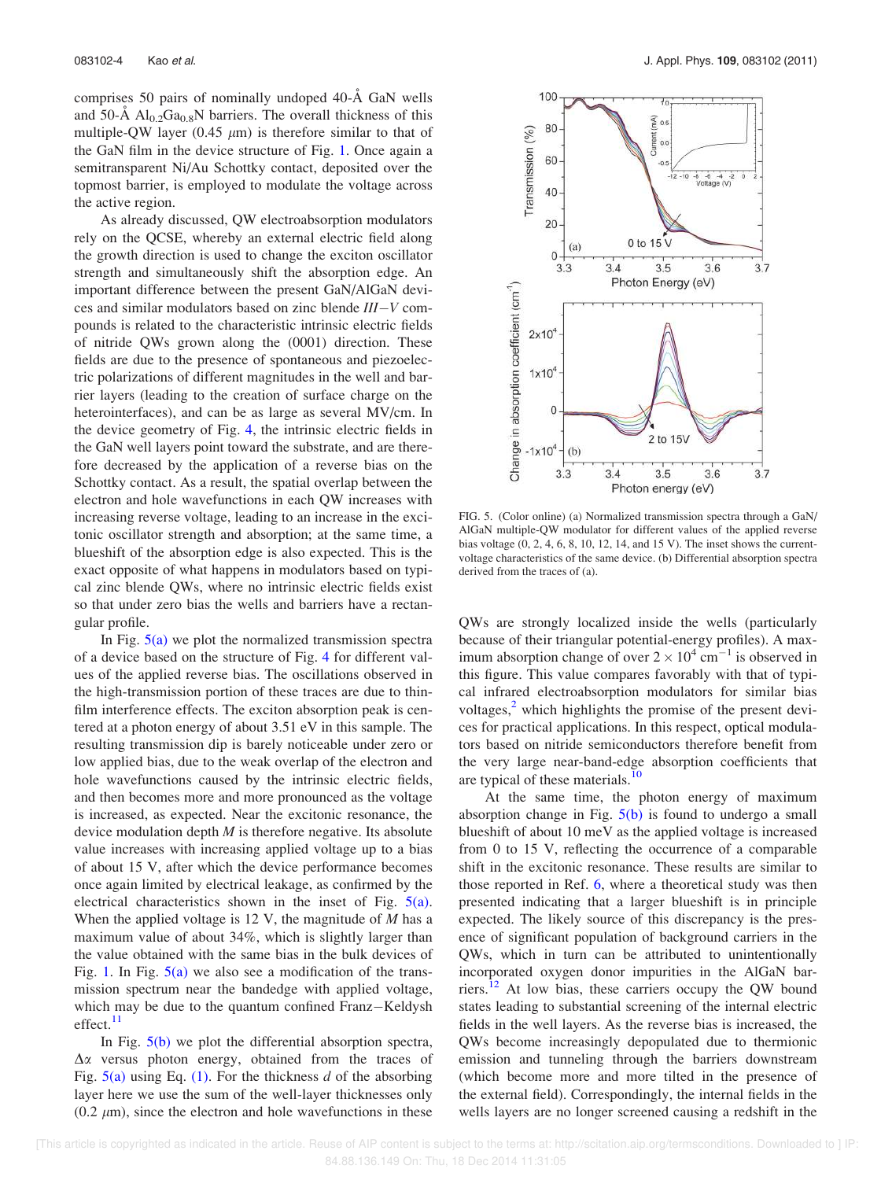comprises 50 pairs of nominally undoped 40-Å GaN wells and 50-Å $Al_{0.2}Ga_{0.8}N$ barriers. The overall thickness of this multiple-QW layer (0.45 $\mu$m) is therefore similar to that of the GaN film in the device structure of Fig. 1. Once again a semitransparent Ni/Au Schottky contact, deposited over the topmost barrier, is employed to modulate the voltage across the active region.

As already discussed, QW electroabsorption modulators rely on the QCSE, whereby an external electric field along the growth direction is used to change the exciton oscillator strength and simultaneously shift the absorption edge. An important difference between the present GaN/AlGaN devices and similar modulators based on zinc blende *III–V* compounds is related to the characteristic intrinsic electric fields of nitride QWs grown along the (0001) direction. These fields are due to the presence of spontaneous and piezoelectric polarizations of different magnitudes in the well and barrier layers (leading to the creation of surface charge on the heterointerfaces), and can be as large as several MV/cm. In the device geometry of Fig. 4, the intrinsic electric fields in the GaN well layers point toward the substrate, and are therefore decreased by the application of a reverse bias on the Schottky contact. As a result, the spatial overlap between the electron and hole wavefunctions in each QW increases with increasing reverse voltage, leading to an increase in the excitonic oscillator strength and absorption; at the same time, a blueshift of the absorption edge is also expected. This is the exact opposite of what happens in modulators based on typical zinc blende QWs, where no intrinsic electric fields exist so that under zero bias the wells and barriers have a rectangular profile.

In Fig. 5(a) we plot the normalized transmission spectra of a device based on the structure of Fig. 4 for different values of the applied reverse bias. The oscillations observed in the high-transmission portion of these traces are due to thin-film interference effects. The exciton absorption peak is centered at a photon energy of about 3.51 eV in this sample. The resulting transmission dip is barely noticeable under zero or low applied bias, due to the weak overlap of the electron and hole wavefunctions caused by the intrinsic electric fields, and then becomes more and more pronounced as the voltage is increased, as expected. Near the excitonic resonance, the device modulation depth $M$ is therefore negative. Its absolute value increases with increasing applied voltage up to a bias of about 15 V, after which the device performance becomes once again limited by electrical leakage, as confirmed by the electrical characteristics shown in the inset of Fig. 5(a). When the applied voltage is 12 V, the magnitude of $M$ has a maximum value of about 34%, which is slightly larger than the value obtained with the same bias in the bulk devices of Fig. 1. In Fig. 5(a) we also see a modification of the transmission spectrum near the bandedge with applied voltage, which may be due to the quantum confined Franz–Keldysh effect.[11]

In Fig. 5(b) we plot the differential absorption spectra, $\Delta\alpha$ versus photon energy, obtained from the traces of Fig. 5(a) using Eq. (1). For the thickness $d$ of the absorbing layer here we use the sum of the well-layer thicknesses only (0.2 $\mu$m), since the electron and hole wavefunctions in these

Transmission (%)
Current (mA)
Voltage (V)
0 to 15 V
(a)
Photon Energy (eV)
Change in absorption coefficient (cm$^{-1}$)
2 to 15V
(b)
Photon energy (eV)

FIG. 5. (Color online) (a) Normalized transmission spectra through a GaN/AlGaN multiple-QW modulator for different values of the applied reverse bias voltage (0, 2, 4, 6, 8, 10, 12, 14, and 15 V). The inset shows the current-voltage characteristics of the same device. (b) Differential absorption spectra derived from the traces of (a).

QWs are strongly localized inside the wells (particularly because of their triangular potential-energy profiles). A maximum absorption change of over $2 \times 10^4$ cm$^{-1}$ is observed in this figure. This value compares favorably with that of typical infrared electroabsorption modulators for similar bias voltages,[2] which highlights the promise of the present devices for practical applications. In this respect, optical modulators based on nitride semiconductors therefore benefit from the very large near-band-edge absorption coefficients that are typical of these materials.[10]

At the same time, the photon energy of maximum absorption change in Fig. 5(b) is found to undergo a small blueshift of about 10 meV as the applied voltage is increased from 0 to 15 V, reflecting the occurrence of a comparable shift in the excitonic resonance. These results are similar to those reported in Ref. 6, where a theoretical study was then presented indicating that a larger blueshift is in principle expected. The likely source of this discrepancy is the presence of significant population of background carriers in the QWs, which in turn can be attributed to unintentionally incorporated oxygen donor impurities in the AlGaN barriers.[12] At low bias, these carriers occupy the QW bound states leading to substantial screening of the internal electric fields in the well layers. As the reverse bias is increased, the QWs become increasingly depopulated due to thermionic emission and tunneling through the barriers downstream (which become more and more tilted in the presence of the external field). Correspondingly, the internal fields in the wells layers are no longer screened causing a redshift in the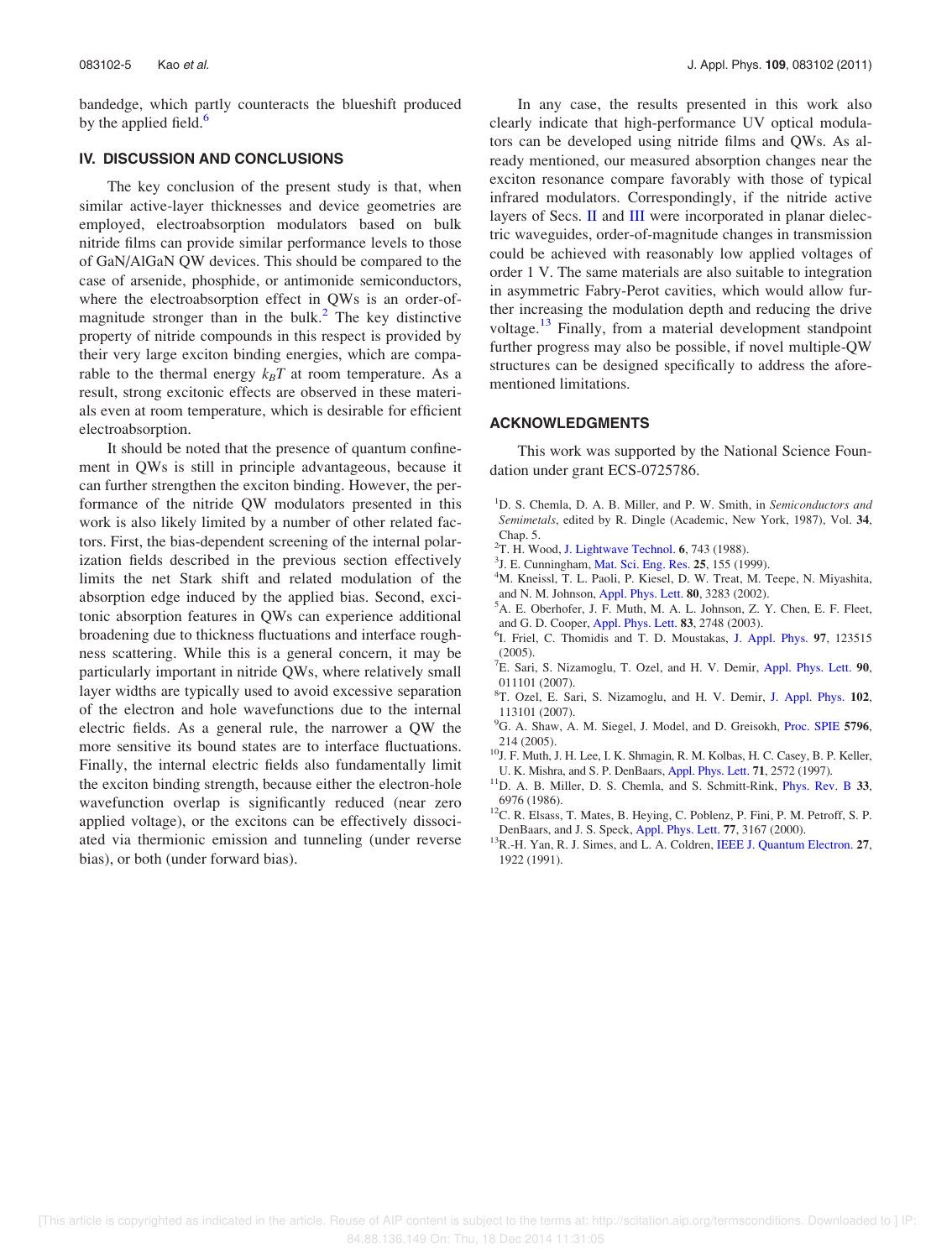bandedge, which partly counteracts the blueshift produced by the applied field.[6]

## IV. DISCUSSION AND CONCLUSIONS

The key conclusion of the present study is that, when similar active-layer thicknesses and device geometries are employed, electroabsorption modulators based on bulk nitride films can provide similar performance levels to those of GaN/AlGaN QW devices. This should be compared to the case of arsenide, phosphide, or antimonide semiconductors, where the electroabsorption effect in QWs is an order-of-magnitude stronger than in the bulk.[2] The key distinctive property of nitride compounds in this respect is provided by their very large exciton binding energies, which are comparable to the thermal energy $k_BT$ at room temperature. As a result, strong excitonic effects are observed in these materials even at room temperature, which is desirable for efficient electroabsorption.

It should be noted that the presence of quantum confinement in QWs is still in principle advantageous, because it can further strengthen the exciton binding. However, the performance of the nitride QW modulators presented in this work is also likely limited by a number of other related factors. First, the bias-dependent screening of the internal polarization fields described in the previous section effectively limits the net Stark shift and related modulation of the absorption edge induced by the applied bias. Second, excitonic absorption features in QWs can experience additional broadening due to thickness fluctuations and interface roughness scattering. While this is a general concern, it may be particularly important in nitride QWs, where relatively small layer widths are typically used to avoid excessive separation of the electron and hole wavefunctions due to the internal electric fields. As a general rule, the narrower a QW the more sensitive its bound states are to interface fluctuations. Finally, the internal electric fields also fundamentally limit the exciton binding strength, because either the electron-hole wavefunction overlap is significantly reduced (near zero applied voltage), or the excitons can be effectively dissociated via thermionic emission and tunneling (under reverse bias), or both (under forward bias).

In any case, the results presented in this work also clearly indicate that high-performance UV optical modulators can be developed using nitride films and QWs. As already mentioned, our measured absorption changes near the exciton resonance compare favorably with those of typical infrared modulators. Correspondingly, if the nitride active layers of Secs. II and III were incorporated in planar dielectric waveguides, order-of-magnitude changes in transmission could be achieved with reasonably low applied voltages of order 1 V. The same materials are also suitable to integration in asymmetric Fabry-Perot cavities, which would allow further increasing the modulation depth and reducing the drive voltage.[13] Finally, from a material development standpoint further progress may also be possible, if novel multiple-QW structures can be designed specifically to address the aforementioned limitations.

## ACKNOWLEDGMENTS

This work was supported by the National Science Foundation under grant ECS-0725786.

[1] D. S. Chemla, D. A. B. Miller, and P. W. Smith, in *Semiconductors and Semimetals*, edited by R. Dingle (Academic, New York, 1987), Vol. **34**, Chap. 5.

[2] T. H. Wood, J. Lightwave Technol. **6**, 743 (1988).

[3] J. E. Cunningham, Mat. Sci. Eng. Res. **25**, 155 (1999).

[4] M. Kneissl, T. L. Paoli, P. Kiesel, D. W. Treat, M. Teepe, N. Miyashita, and N. M. Johnson, Appl. Phys. Lett. **80**, 3283 (2002).

[5] A. E. Oberhofer, J. F. Muth, M. A. L. Johnson, Z. Y. Chen, E. F. Fleet, and G. D. Cooper, Appl. Phys. Lett. **83**, 2748 (2003).

[6] I. Friel, C. Thomidis and T. D. Moustakas, J. Appl. Phys. **97**, 123515 (2005).

[7] E. Sari, S. Nizamoglu, T. Ozel, and H. V. Demir, Appl. Phys. Lett. **90**, 011101 (2007).

[8] T. Ozel, E. Sari, S. Nizamoglu, and H. V. Demir, J. Appl. Phys. **102**, 113101 (2007).

[9] G. A. Shaw, A. M. Siegel, J. Model, and D. Greisokh, Proc. SPIE **5796**, 214 (2005).

[10] J. F. Muth, J. H. Lee, I. K. Shmagin, R. M. Kolbas, H. C. Casey, B. P. Keller, U. K. Mishra, and S. P. DenBaars, Appl. Phys. Lett. **71**, 2572 (1997).

[11] D. A. B. Miller, D. S. Chemla, and S. Schmitt-Rink, Phys. Rev. B **33**, 6976 (1986).

[12] C. R. Elsass, T. Mates, B. Heying, C. Poblenz, P. Fini, P. M. Petroff, S. P. DenBaars, and J. S. Speck, Appl. Phys. Lett. **77**, 3167 (2000).

[13] R.-H. Yan, R. J. Simes, and L. A. Coldren, IEEE J. Quantum Electron. **27**, 1922 (1991).